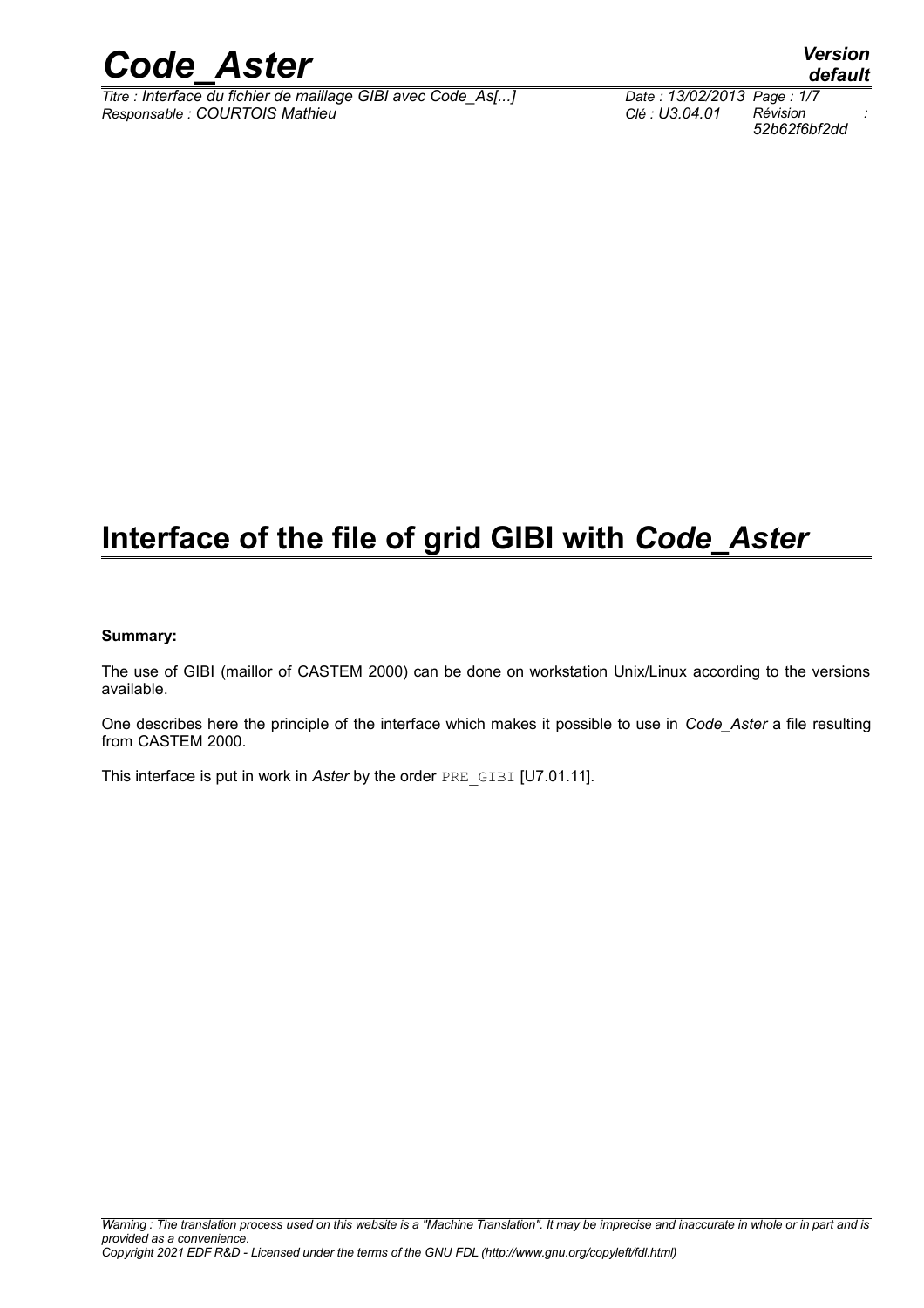# Interface of the file of grid GIBI with *Code_Aster*

**Summary:**

The use of GIBI (maillor of CASTEM 2000) can be done on workstation Unix/Linux according to the versions available.

One describes here the principle of the interface which makes it possible to use in *Code_Aster* a file resulting from CASTEM 2000.

This interface is put in work in *Aster* by the order `PRE_GIBI` [U7.01.11].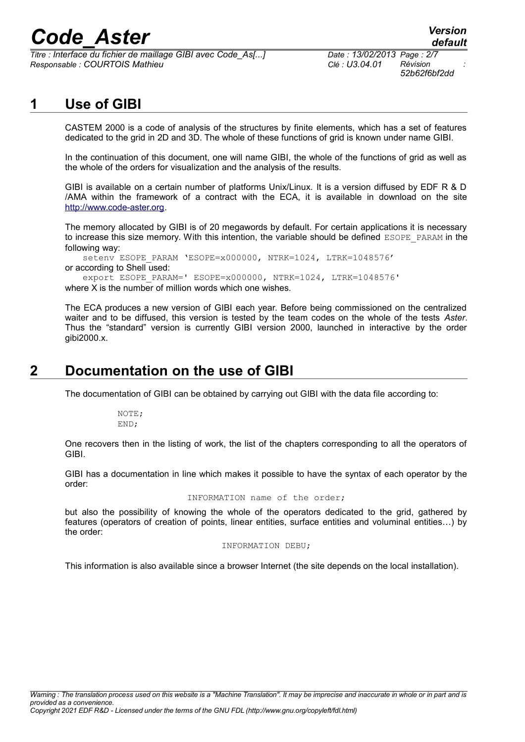# 1 Use of GIBI

CASTEM 2000 is a code of analysis of the structures by finite elements, which has a set of features dedicated to the grid in 2D and 3D. The whole of these functions of grid is known under name GIBI.

In the continuation of this document, one will name GIBI, the whole of the functions of grid as well as the whole of the orders for visualization and the analysis of the results.

GIBI is available on a certain number of platforms Unix/Linux. It is a version diffused by EDF R & D /AMA within the framework of a contract with the ECA, it is available in download on the site http://www.code-aster.org.

The memory allocated by GIBI is of 20 megawords by default. For certain applications it is necessary to increase this size memory. With this intention, the variable should be defined ESOPE_PARAM in the following way:

```
setenv ESOPE_PARAM ‘ESOPE=x000000, NTRK=1024, LTRK=1048576’
```

or according to Shell used:

```
export ESOPE_PARAM=' ESOPE=x000000, NTRK=1024, LTRK=1048576'
```

where X is the number of million words which one wishes.

The ECA produces a new version of GIBI each year. Before being commissioned on the centralized waiter and to be diffused, this version is tested by the team codes on the whole of the tests *Aster*. Thus the “standard” version is currently GIBI version 2000, launched in interactive by the order gibi2000.x.

# 2 Documentation on the use of GIBI

The documentation of GIBI can be obtained by carrying out GIBI with the data file according to:

```
NOTE;
END;
```

One recovers then in the listing of work, the list of the chapters corresponding to all the operators of GIBI.

GIBI has a documentation in line which makes it possible to have the syntax of each operator by the order:

```
INFORMATION name of the order;
```

but also the possibility of knowing the whole of the operators dedicated to the grid, gathered by features (operators of creation of points, linear entities, surface entities and voluminal entities…) by the order:

```
INFORMATION DEBU;
```

This information is also available since a browser Internet (the site depends on the local installation).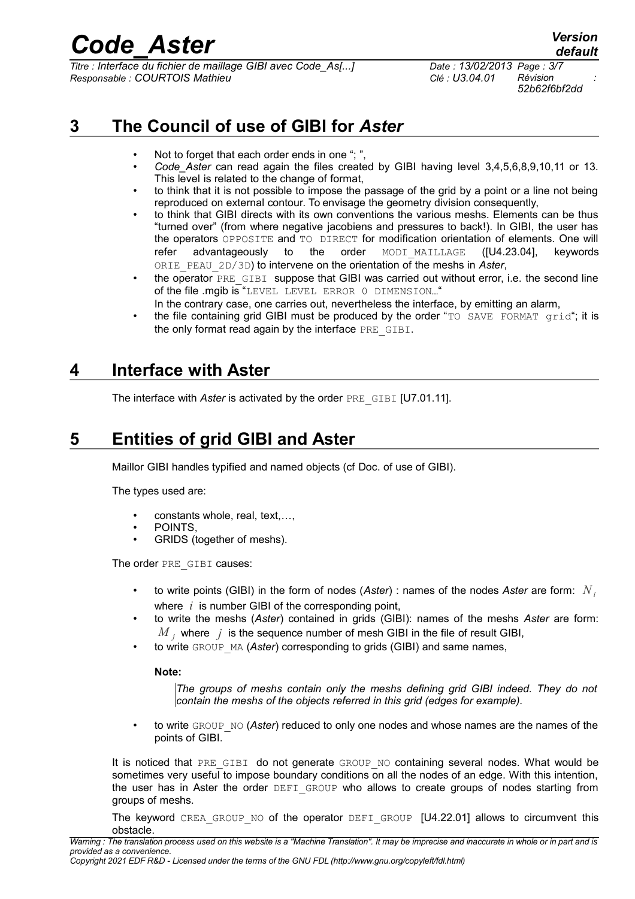# 3 The Council of use of GIBI for *Aster*

- Not to forget that each order ends in one "; ",
- *Code_Aster* can read again the files created by GIBI having level 3,4,5,6,8,9,10,11 or 13. This level is related to the change of format,
- to think that it is not possible to impose the passage of the grid by a point or a line not being reproduced on external contour. To envisage the geometry division consequently,
- to think that GIBI directs with its own conventions the various meshs. Elements can be thus "turned over" (from where negative jacobiens and pressures to back!). In GIBI, the user has the operators `OPPOSITE` and `TO DIRECT` for modification orientation of elements. One will refer advantageously to the order `MODI_MAILLAGE` ([U4.23.04], keywords `ORIE_PEAU_2D/3D`) to intervene on the orientation of the meshs in *Aster*,
- the operator `PRE_GIBI` suppose that GIBI was carried out without error, i.e. the second line of the file .mgib is "`LEVEL LEVEL ERROR 0 DIMENSION…`"
  In the contrary case, one carries out, nevertheless the interface, by emitting an alarm,
- the file containing grid GIBI must be produced by the order "`TO SAVE FORMAT grid`"; it is the only format read again by the interface `PRE_GIBI`.

# 4 Interface with Aster

The interface with *Aster* is activated by the order `PRE_GIBI` [U7.01.11].

# 5 Entities of grid GIBI and Aster

Maillor GIBI handles typified and named objects (cf Doc. of use of GIBI).

The types used are:

- constants whole, real, text,…,
- POINTS,
- GRIDS (together of meshs).

The order `PRE_GIBI` causes:

- to write points (GIBI) in the form of nodes (*Aster*) : names of the nodes *Aster* are form: $N_i$ where $i$ is number GIBI of the corresponding point,
- to write the meshs (*Aster*) contained in grids (GIBI): names of the meshs *Aster* are form: $M_j$ where $j$ is the sequence number of mesh GIBI in the file of result GIBI,
- to write `GROUP_MA` (*Aster*) corresponding to grids (GIBI) and same names,

  **Note:**

  *The groups of meshs contain only the meshs defining grid GIBI indeed. They do not contain the meshs of the objects referred in this grid (edges for example).*

- to write `GROUP_NO` (*Aster*) reduced to only one nodes and whose names are the names of the points of GIBI.

It is noticed that `PRE_GIBI` do not generate `GROUP_NO` containing several nodes. What would be sometimes very useful to impose boundary conditions on all the nodes of an edge. With this intention, the user has in Aster the order `DEFI_GROUP` who allows to create groups of nodes starting from groups of meshs.

The keyword `CREA_GROUP_NO` of the operator `DEFI_GROUP` [U4.22.01] allows to circumvent this obstacle.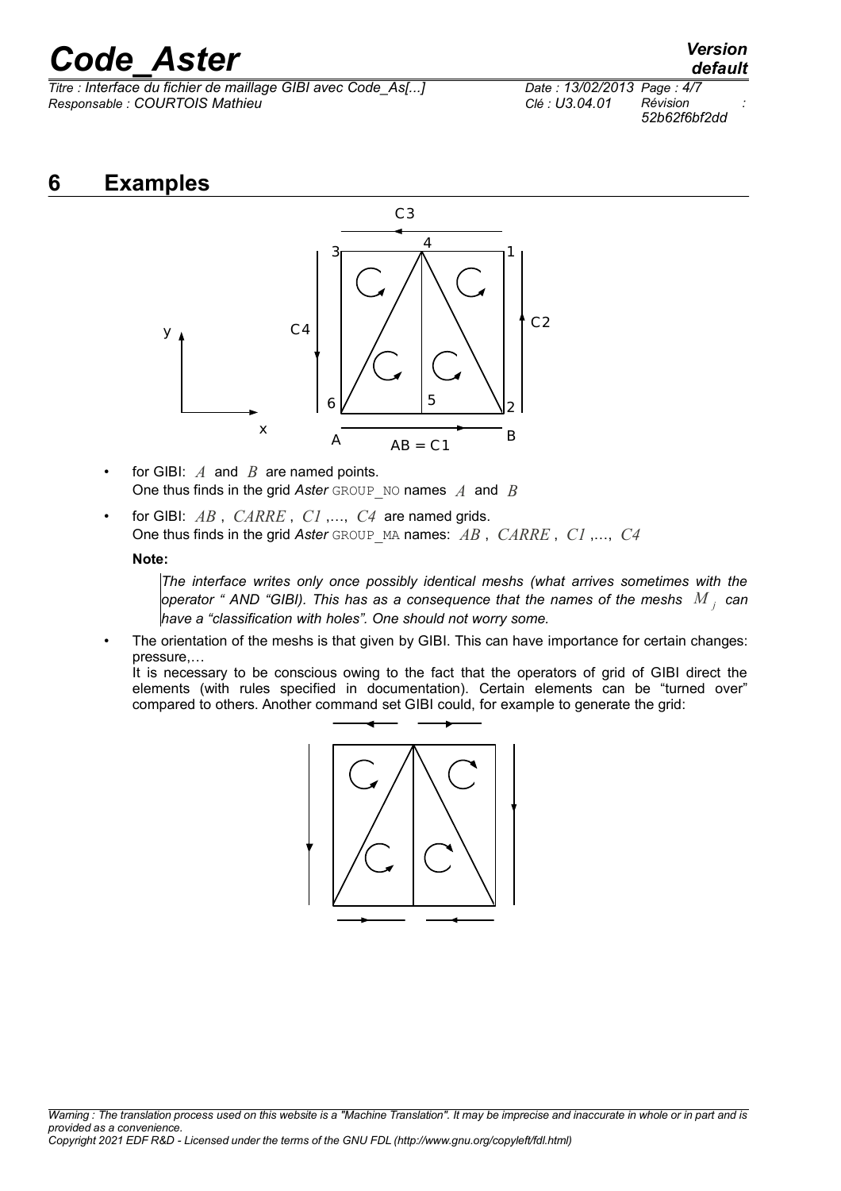# 6 Examples

- for GIBI: $A$ and $B$ are named points.
  One thus finds in the grid *Aster* GROUP_NO names $A$ and $B$
- for GIBI: $AB$ , $CARRE$ , $C1$ ,..., $C4$ are named grids.
  One thus finds in the grid *Aster* GROUP_MA names: $AB$ , $CARRE$ , $C1$ ,..., $C4$

  **Note:**

  *The interface writes only once possibly identical meshs (what arrives sometimes with the operator " AND "GIBI). This has as a consequence that the names of the meshs $M_j$ can have a "classification with holes". One should not worry some.*

- The orientation of the meshs is that given by GIBI. This can have importance for certain changes: pressure,…
  It is necessary to be conscious owing to the fact that the operators of grid of GIBI direct the elements (with rules specified in documentation). Certain elements can be "turned over" compared to others. Another command set GIBI could, for example to generate the grid: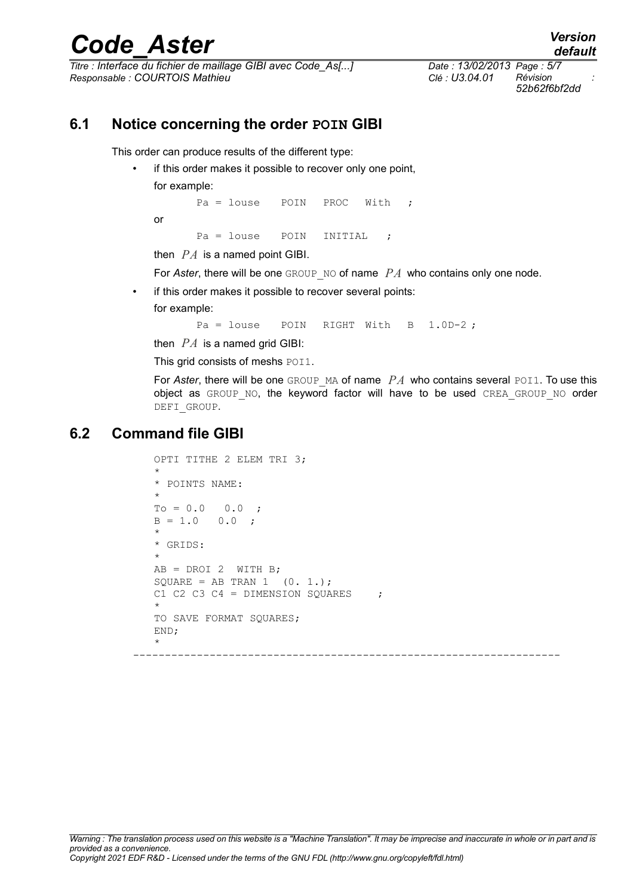## 6.1 Notice concerning the order **POIN** GIBI

This order can produce results of the different type:

- if this order makes it possible to recover only one point,

  for example:

  ```
  Pa = louse   POIN   PROC   With   ;
  ```

  or

  ```
  Pa = louse   POIN   INITIAL   ;
  ```

  then $PA$ is a named point GIBI.

  For *Aster*, there will be one `GROUP_NO` of name $PA$ who contains only one node.

- if this order makes it possible to recover several points:

  for example:

  ```
  Pa = louse   POIN   RIGHT  With   B   1.0D-2 ;
  ```

  then $PA$ is a named grid GIBI:

  This grid consists of meshs `POI1`.

  For *Aster*, there will be one `GROUP_MA` of name $PA$ who contains several `POI1`. To use this object as `GROUP_NO`, the keyword factor will have to be used `CREA_GROUP_NO` order `DEFI_GROUP`.

## 6.2 Command file GIBI

```
OPTI TITHE 2 ELEM TRI 3;
*
* POINTS NAME:
*
To = 0.0   0.0  ;
B = 1.0   0.0  ;
*
* GRIDS:
*
AB = DROI 2  WITH B;
SQUARE = AB TRAN 1  (0. 1.);
C1 C2 C3 C4 = DIMENSION SQUARES    ;
*
TO SAVE FORMAT SQUARES;
END;
*
```

---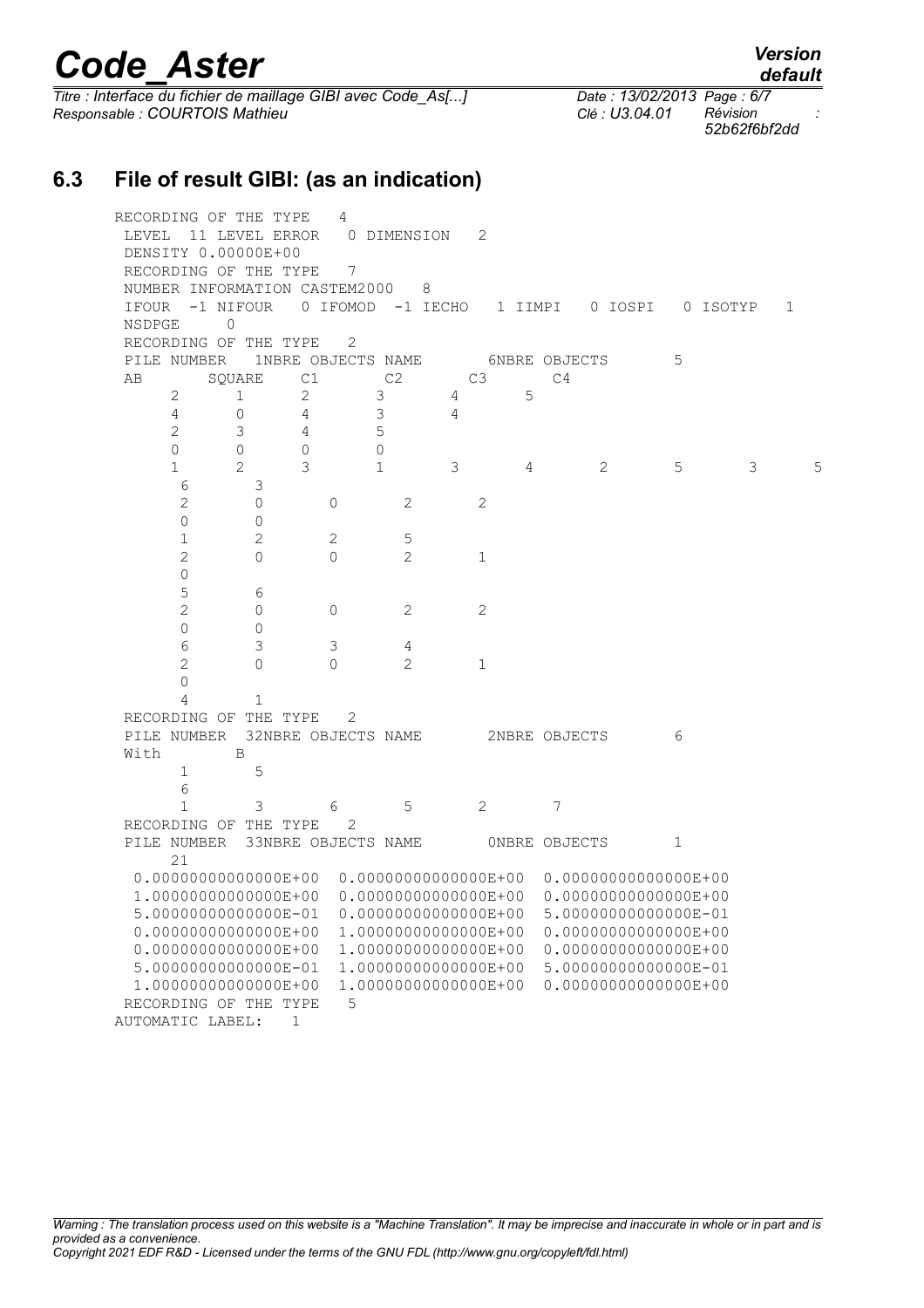## 6.3 File of result GIBI: (as an indication)

```
RECORDING OF THE TYPE    4
 LEVEL  11 LEVEL ERROR    0 DIMENSION    2
 DENSITY 0.00000E+00
 RECORDING OF THE TYPE    7
 NUMBER INFORMATION CASTEM2000    8
 IFOUR  -1 NIFOUR    0 IFOMOD  -1 IECHO    1 IIMPI    0 IOSPI    0 ISOTYP    1
 NSDPGE     0
 RECORDING OF THE TYPE    2
 PILE NUMBER    1NBRE OBJECTS NAME       6NBRE OBJECTS        5
 AB       SQUARE    C1        C2        C3        C4
      2       1       2       3       4       5
      4       0       4       3       4
      2       3       4       5
      0       0       0       0
      1       2       3       1       3       4       2       5       3       5
       6       3
       2       0       0       2       2
       0       0
       1       2       2       5
       2       0       0       2       1
       0
       5       6
       2       0       0       2       2
       0       0
       6       3       3       4
       2       0       0       2       1
       0
       4       1
 RECORDING OF THE TYPE    2
 PILE NUMBER   32NBRE OBJECTS NAME       2NBRE OBJECTS        6
 With       B
       1       5
       6
       1       3       6       5       2       7
 RECORDING OF THE TYPE    2
 PILE NUMBER   33NBRE OBJECTS NAME       0NBRE OBJECTS        1
      21
  0.00000000000000E+00  0.00000000000000E+00  0.00000000000000E+00
  1.00000000000000E+00  0.00000000000000E+00  0.00000000000000E+00
  5.00000000000000E-01  0.00000000000000E+00  5.00000000000000E-01
  0.00000000000000E+00  1.00000000000000E+00  0.00000000000000E+00
  0.00000000000000E+00  1.00000000000000E+00  0.00000000000000E+00
  5.00000000000000E-01  1.00000000000000E+00  5.00000000000000E-01
  1.00000000000000E+00  1.00000000000000E+00  0.00000000000000E+00
 RECORDING OF THE TYPE    5
AUTOMATIC LABEL:    1
```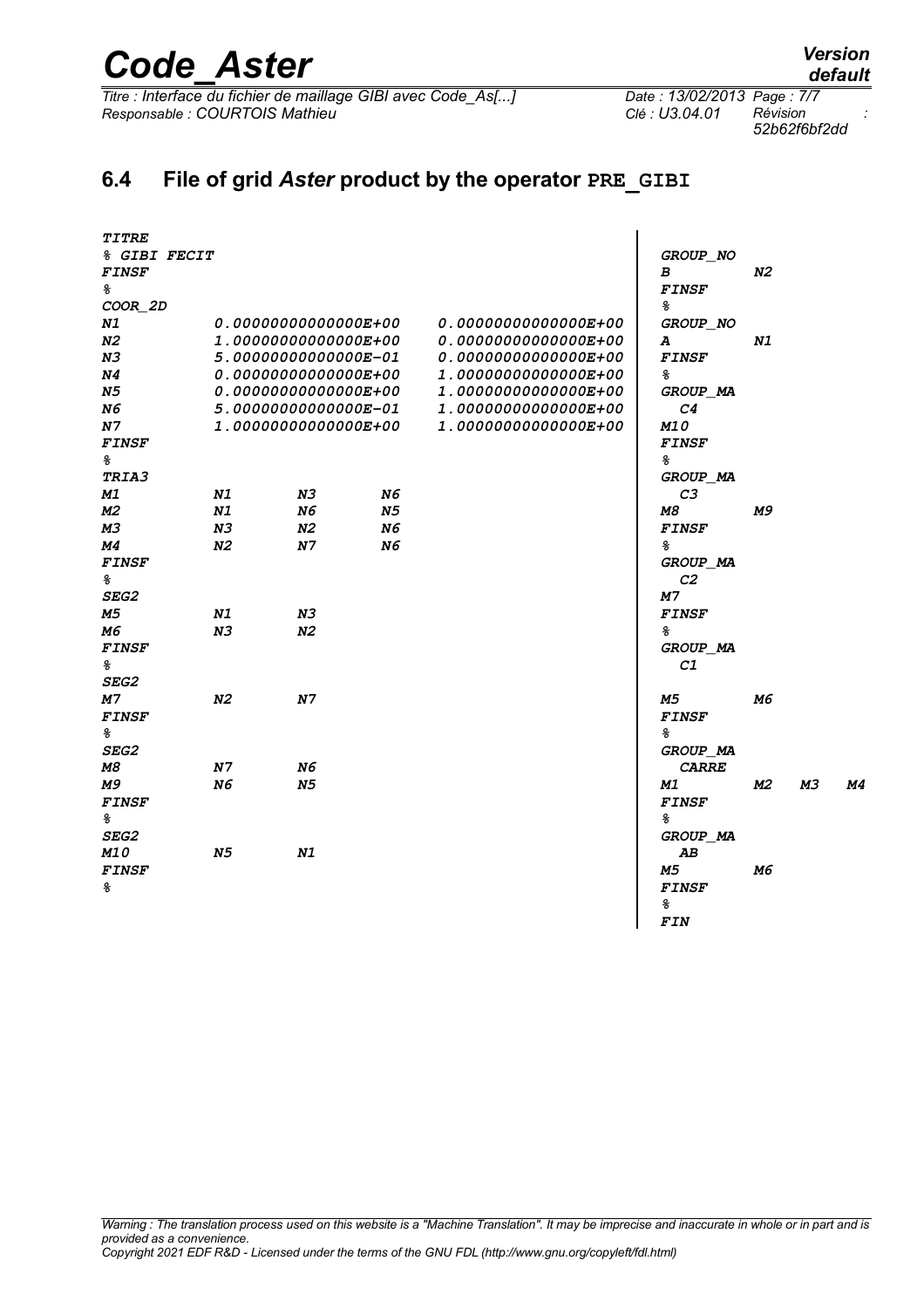## 6.4 File of grid *Aster* product by the operator **PRE_GIBI**

```
TITRE
% GIBI FECIT
FINSF
%
COOR_2D
N1        0.00000000000000E+00    0.00000000000000E+00
N2        1.00000000000000E+00    0.00000000000000E+00
N3        5.00000000000000E-01    0.00000000000000E+00
N4        0.00000000000000E+00    1.00000000000000E+00
N5        0.00000000000000E+00    1.00000000000000E+00
N6        5.00000000000000E-01    1.00000000000000E+00
N7        1.00000000000000E+00    1.00000000000000E+00
FINSF
%
TRIA3
M1        N1        N3        N6
M2        N1        N6        N5
M3        N3        N2        N6
M4        N2        N7        N6
FINSF
%
SEG2
M5        N1        N3
M6        N3        N2
FINSF
%
SEG2
M7        N2        N7
FINSF
%
SEG2
M8        N7        N6
M9        N6        N5
FINSF
%
SEG2
M10       N5        N1
FINSF
%
GROUP_NO
B         N2
FINSF
%
GROUP_NO
A         N1
FINSF
%
GROUP_MA
  C4
M10
FINSF
%
GROUP_MA
  C3
M8        M9
FINSF
%
GROUP_MA
  C2
M7
FINSF
%
GROUP_MA
  C1
M5        M6
FINSF
%
GROUP_MA
  CARRE
M1        M2        M3        M4
FINSF
%
GROUP_MA
  AB
M5        M6
FINSF
%
FIN
```